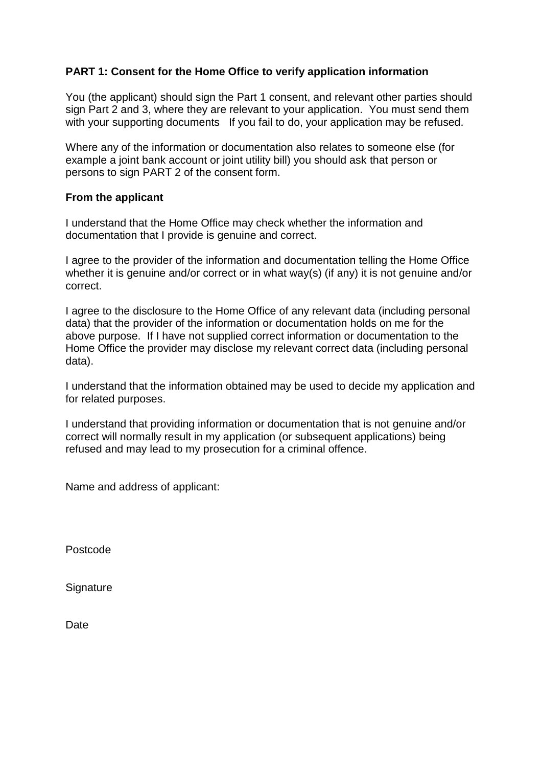**PART 1: Consent for the Home Office to verify application information**

You (the applicant) should sign the Part 1 consent, and relevant other parties should sign Part 2 and 3, where they are relevant to your application. You must send them with your supporting documents If you fail to do, your application may be refused.

Where any of the information or documentation also relates to someone else (for example a joint bank account or joint utility bill) you should ask that person or persons to sign PART 2 of the consent form.

**From the applicant**

I understand that the Home Office may check whether the information and documentation that I provide is genuine and correct.

I agree to the provider of the information and documentation telling the Home Office whether it is genuine and/or correct or in what way(s) (if any) it is not genuine and/or correct.

I agree to the disclosure to the Home Office of any relevant data (including personal data) that the provider of the information or documentation holds on me for the above purpose. If I have not supplied correct information or documentation to the Home Office the provider may disclose my relevant correct data (including personal data).

I understand that the information obtained may be used to decide my application and for related purposes.

I understand that providing information or documentation that is not genuine and/or correct will normally result in my application (or subsequent applications) being refused and may lead to my prosecution for a criminal offence.

Name and address of applicant:

Postcode

Signature

Date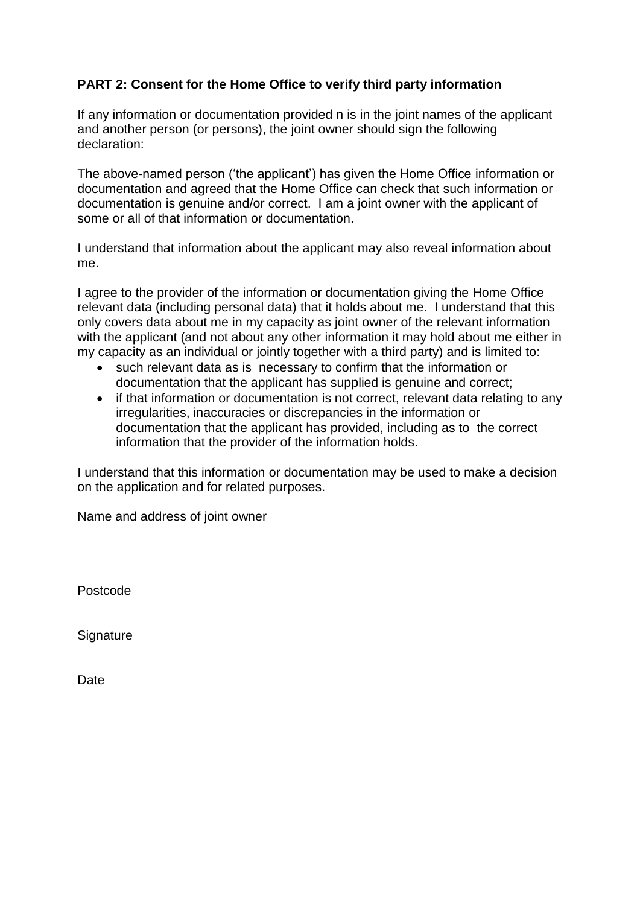**PART 2: Consent for the Home Office to verify third party information**

If any information or documentation provided n is in the joint names of the applicant and another person (or persons), the joint owner should sign the following declaration:

The above-named person ('the applicant') has given the Home Office information or documentation and agreed that the Home Office can check that such information or documentation is genuine and/or correct. I am a joint owner with the applicant of some or all of that information or documentation.

I understand that information about the applicant may also reveal information about me.

I agree to the provider of the information or documentation giving the Home Office relevant data (including personal data) that it holds about me. I understand that this only covers data about me in my capacity as joint owner of the relevant information with the applicant (and not about any other information it may hold about me either in my capacity as an individual or jointly together with a third party) and is limited to:

- such relevant data as is necessary to confirm that the information or documentation that the applicant has supplied is genuine and correct;
- if that information or documentation is not correct, relevant data relating to any irregularities, inaccuracies or discrepancies in the information or documentation that the applicant has provided, including as to the correct information that the provider of the information holds.

I understand that this information or documentation may be used to make a decision on the application and for related purposes.

Name and address of joint owner

Postcode

Signature

Date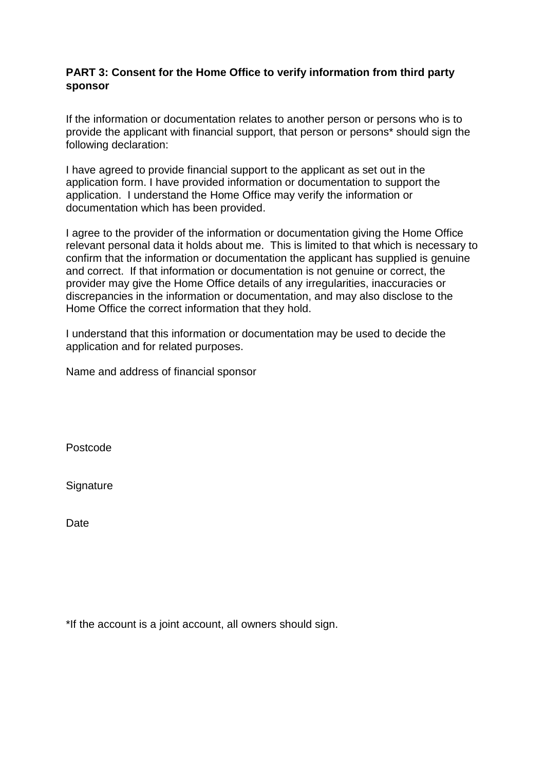**PART 3: Consent for the Home Office to verify information from third party sponsor**

If the information or documentation relates to another person or persons who is to provide the applicant with financial support, that person or persons* should sign the following declaration:

I have agreed to provide financial support to the applicant as set out in the application form. I have provided information or documentation to support the application. I understand the Home Office may verify the information or documentation which has been provided.

I agree to the provider of the information or documentation giving the Home Office relevant personal data it holds about me. This is limited to that which is necessary to confirm that the information or documentation the applicant has supplied is genuine and correct. If that information or documentation is not genuine or correct, the provider may give the Home Office details of any irregularities, inaccuracies or discrepancies in the information or documentation, and may also disclose to the Home Office the correct information that they hold.

I understand that this information or documentation may be used to decide the application and for related purposes.

Name and address of financial sponsor

Postcode

Signature

Date

*If the account is a joint account, all owners should sign.